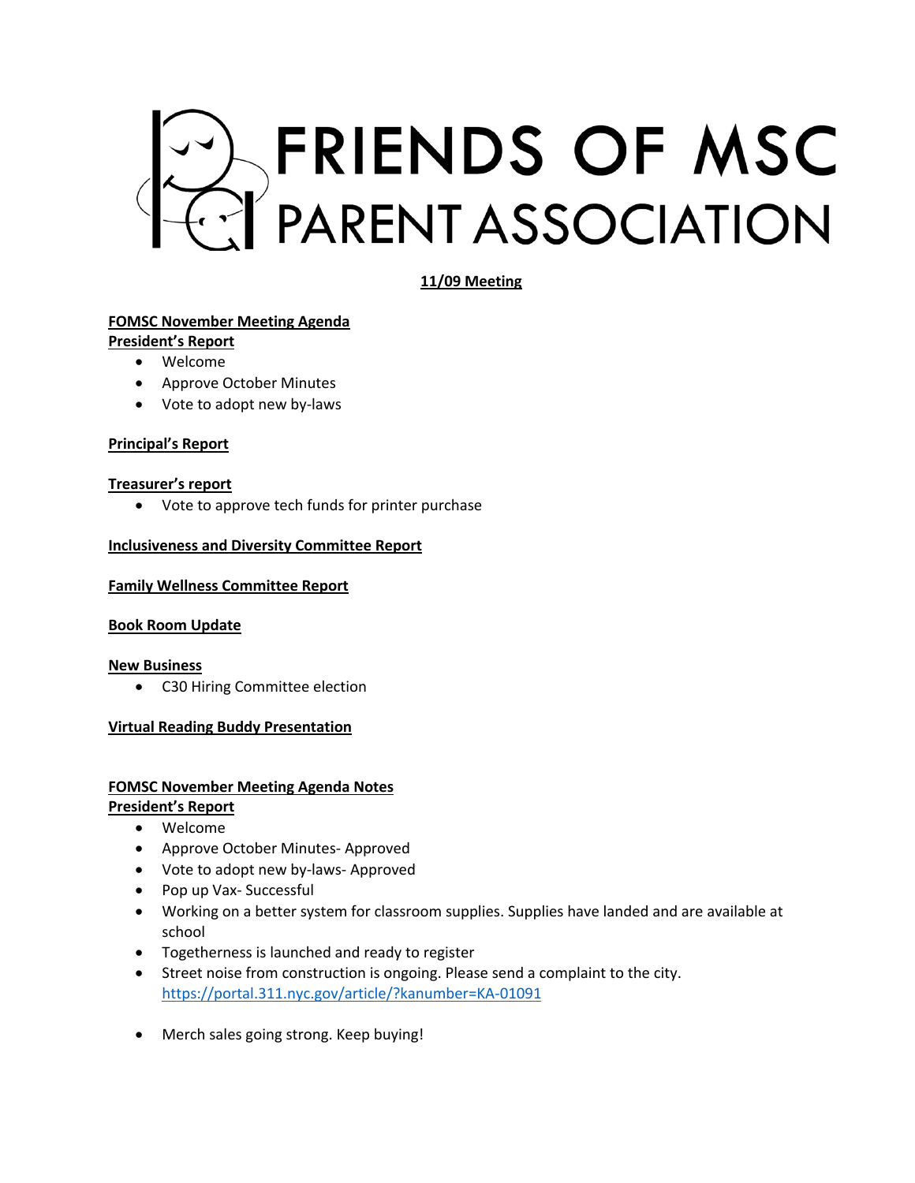# FRIENDS OF MSC PARENT ASSOCIATION

**11/09 Meeting**

**FOMSC November Meeting Agenda**

**President's Report**

- Welcome
- Approve October Minutes
- Vote to adopt new by-laws

**Principal's Report**

**Treasurer's report**

- Vote to approve tech funds for printer purchase

**Inclusiveness and Diversity Committee Report**

**Family Wellness Committee Report**

**Book Room Update**

**New Business**

- C30 Hiring Committee election

**Virtual Reading Buddy Presentation**

**FOMSC November Meeting Agenda Notes**

**President's Report**

- Welcome
- Approve October Minutes- Approved
- Vote to adopt new by-laws- Approved
- Pop up Vax- Successful
- Working on a better system for classroom supplies. Supplies have landed and are available at school
- Togetherness is launched and ready to register
- Street noise from construction is ongoing. Please send a complaint to the city. https://portal.311.nyc.gov/article/?kanumber=KA-01091
- Merch sales going strong. Keep buying!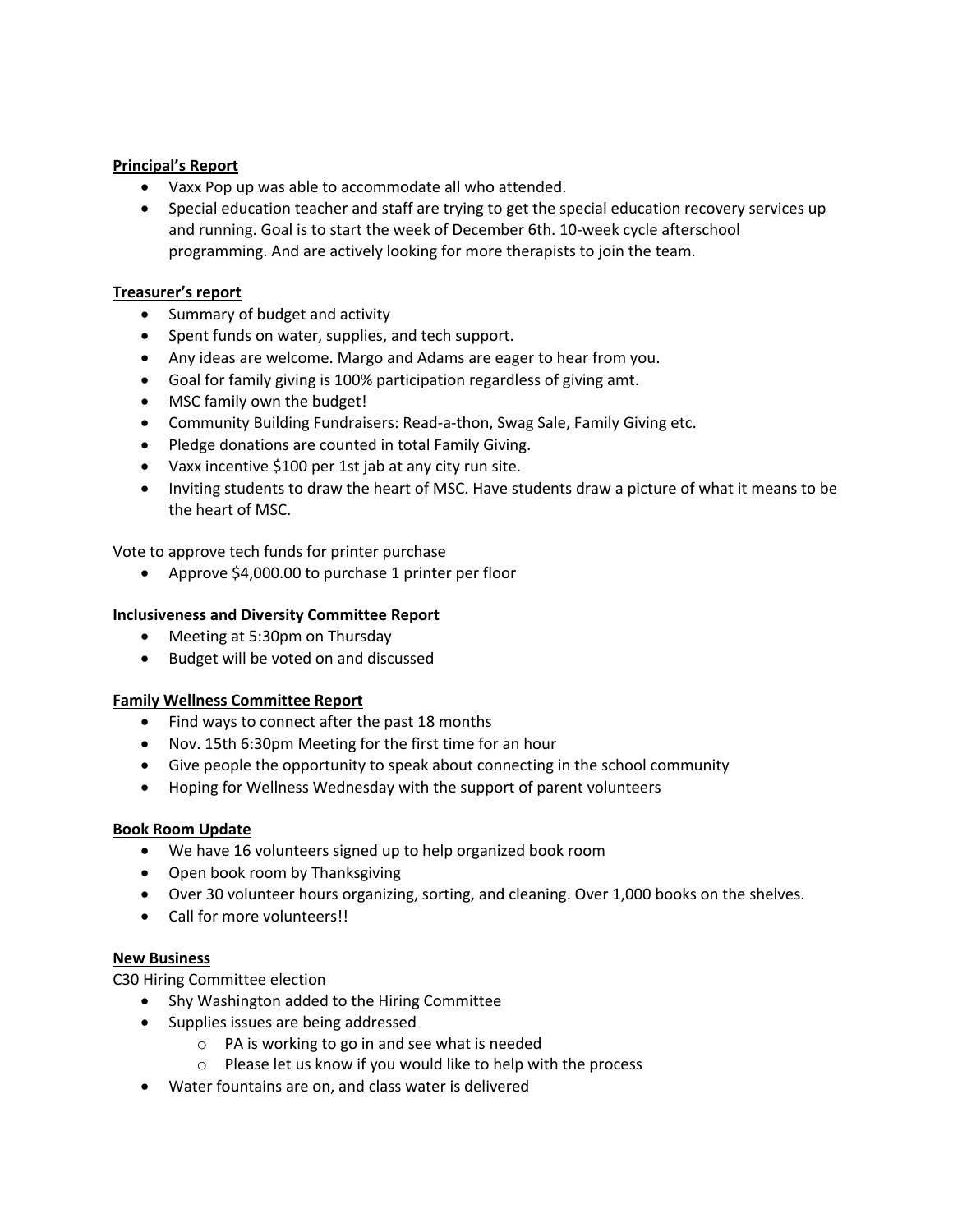**Principal's Report**

- Vaxx Pop up was able to accommodate all who attended.
- Special education teacher and staff are trying to get the special education recovery services up and running. Goal is to start the week of December 6th. 10-week cycle afterschool programming. And are actively looking for more therapists to join the team.

**Treasurer's report**

- Summary of budget and activity
- Spent funds on water, supplies, and tech support.
- Any ideas are welcome. Margo and Adams are eager to hear from you.
- Goal for family giving is 100% participation regardless of giving amt.
- MSC family own the budget!
- Community Building Fundraisers: Read-a-thon, Swag Sale, Family Giving etc.
- Pledge donations are counted in total Family Giving.
- Vaxx incentive $100 per 1st jab at any city run site.
- Inviting students to draw the heart of MSC. Have students draw a picture of what it means to be the heart of MSC.

Vote to approve tech funds for printer purchase

- Approve $4,000.00 to purchase 1 printer per floor

**Inclusiveness and Diversity Committee Report**

- Meeting at 5:30pm on Thursday
- Budget will be voted on and discussed

**Family Wellness Committee Report**

- Find ways to connect after the past 18 months
- Nov. 15th 6:30pm Meeting for the first time for an hour
- Give people the opportunity to speak about connecting in the school community
- Hoping for Wellness Wednesday with the support of parent volunteers

**Book Room Update**

- We have 16 volunteers signed up to help organized book room
- Open book room by Thanksgiving
- Over 30 volunteer hours organizing, sorting, and cleaning. Over 1,000 books on the shelves.
- Call for more volunteers!!

**New Business**

C30 Hiring Committee election

- Shy Washington added to the Hiring Committee
- Supplies issues are being addressed
  - PA is working to go in and see what is needed
  - Please let us know if you would like to help with the process
- Water fountains are on, and class water is delivered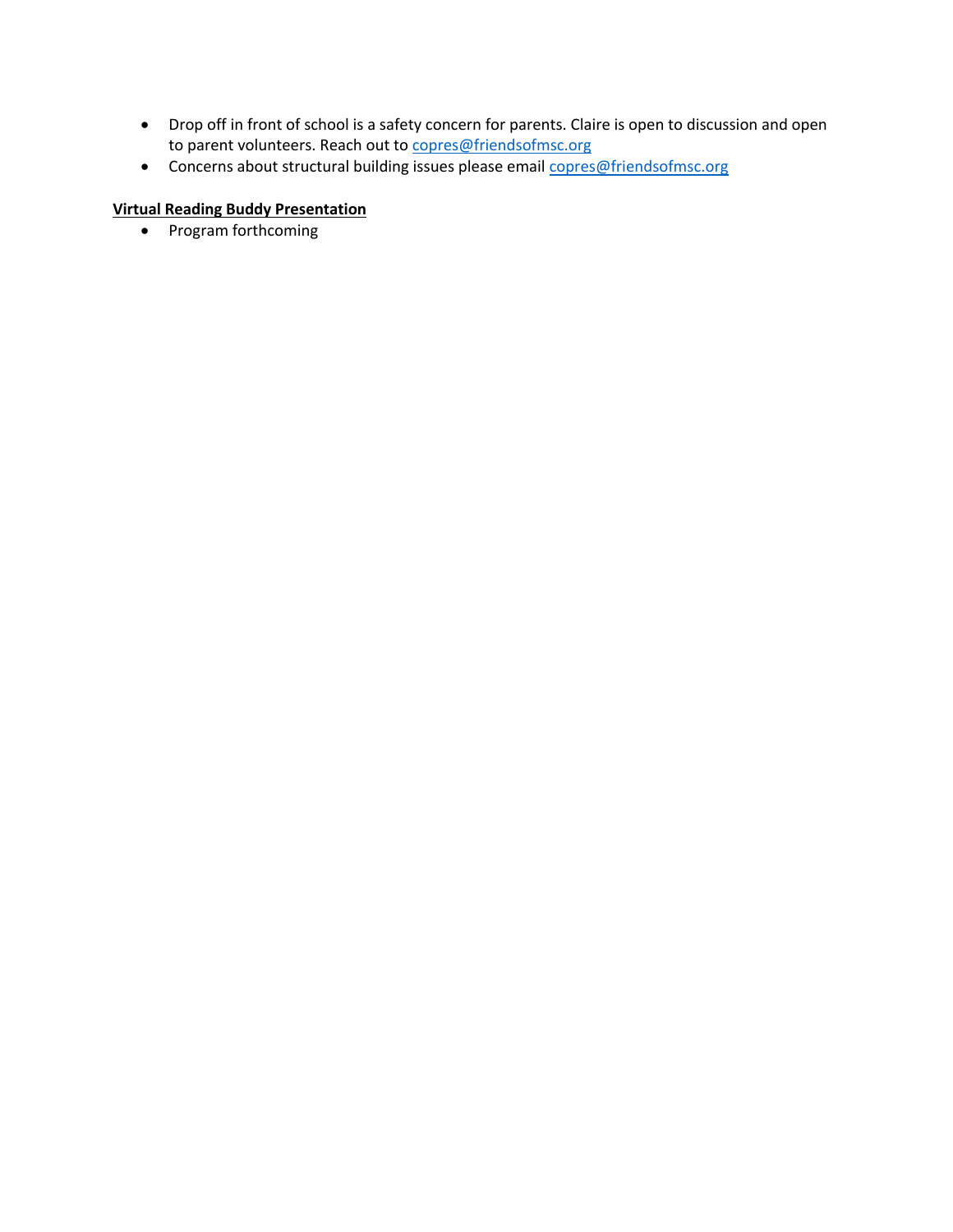- Drop off in front of school is a safety concern for parents. Claire is open to discussion and open to parent volunteers. Reach out to copres@friendsofmsc.org
- Concerns about structural building issues please email copres@friendsofmsc.org

**Virtual Reading Buddy Presentation**

- Program forthcoming